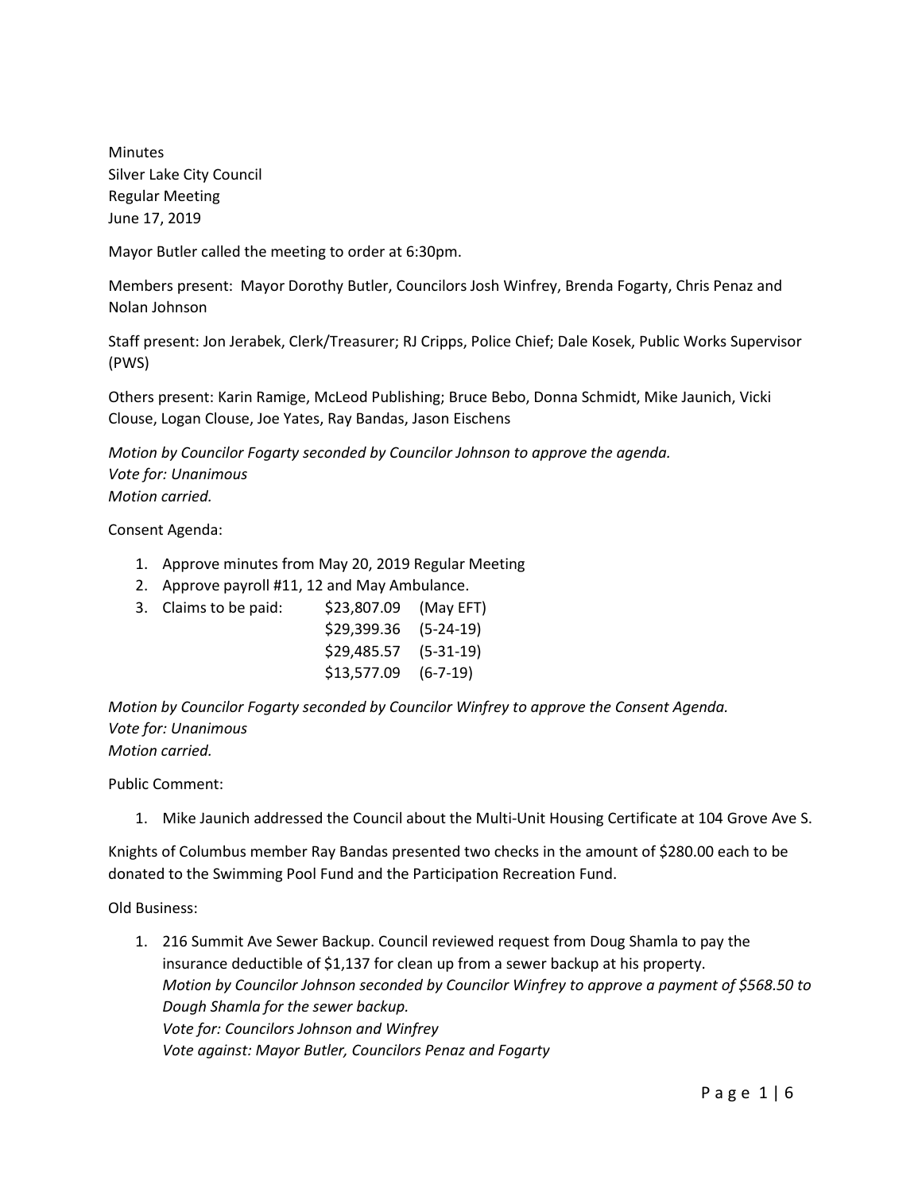Minutes
Silver Lake City Council
Regular Meeting
June 17, 2019

Mayor Butler called the meeting to order at 6:30pm.

Members present: Mayor Dorothy Butler, Councilors Josh Winfrey, Brenda Fogarty, Chris Penaz and Nolan Johnson

Staff present: Jon Jerabek, Clerk/Treasurer; RJ Cripps, Police Chief; Dale Kosek, Public Works Supervisor (PWS)

Others present: Karin Ramige, McLeod Publishing; Bruce Bebo, Donna Schmidt, Mike Jaunich, Vicki Clouse, Logan Clouse, Joe Yates, Ray Bandas, Jason Eischens

*Motion by Councilor Fogarty seconded by Councilor Johnson to approve the agenda.*
*Vote for: Unanimous*
*Motion carried.*

Consent Agenda:

1. Approve minutes from May 20, 2019 Regular Meeting
2. Approve payroll #11, 12 and May Ambulance.
3. Claims to be paid: $23,807.09 (May EFT)
   $29,399.36 (5-24-19)
   $29,485.57 (5-31-19)
   $13,577.09 (6-7-19)

*Motion by Councilor Fogarty seconded by Councilor Winfrey to approve the Consent Agenda.*
*Vote for: Unanimous*
*Motion carried.*

Public Comment:

1. Mike Jaunich addressed the Council about the Multi-Unit Housing Certificate at 104 Grove Ave S.

Knights of Columbus member Ray Bandas presented two checks in the amount of $280.00 each to be donated to the Swimming Pool Fund and the Participation Recreation Fund.

Old Business:

1. 216 Summit Ave Sewer Backup. Council reviewed request from Doug Shamla to pay the insurance deductible of $1,137 for clean up from a sewer backup at his property.
   *Motion by Councilor Johnson seconded by Councilor Winfrey to approve a payment of $568.50 to Dough Shamla for the sewer backup.*
   *Vote for: Councilors Johnson and Winfrey*
   *Vote against: Mayor Butler, Councilors Penaz and Fogarty*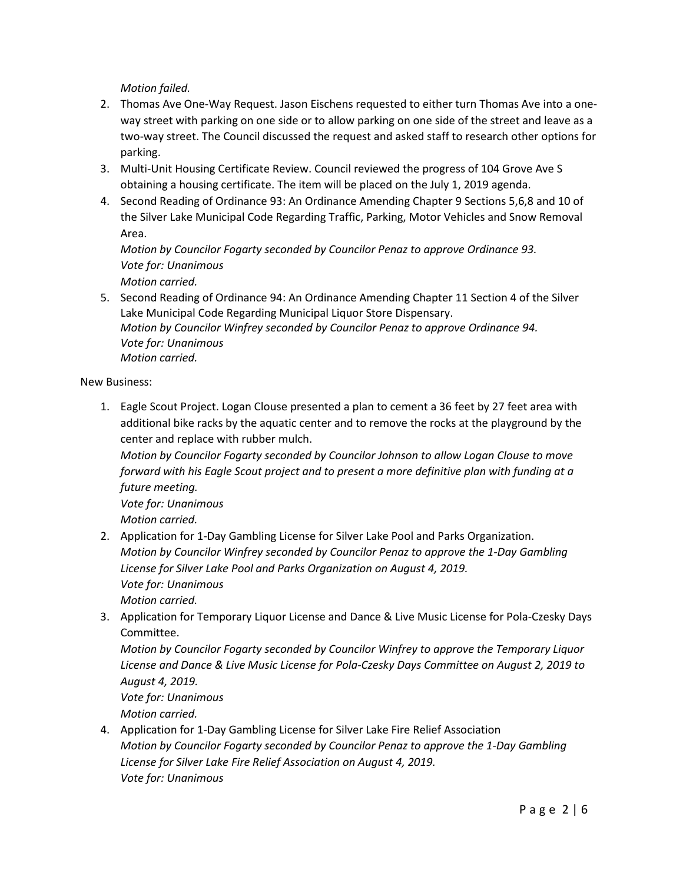*Motion failed.*

2. Thomas Ave One-Way Request. Jason Eischens requested to either turn Thomas Ave into a one-way street with parking on one side or to allow parking on one side of the street and leave as a two-way street. The Council discussed the request and asked staff to research other options for parking.
3. Multi-Unit Housing Certificate Review. Council reviewed the progress of 104 Grove Ave S obtaining a housing certificate. The item will be placed on the July 1, 2019 agenda.
4. Second Reading of Ordinance 93: An Ordinance Amending Chapter 9 Sections 5,6,8 and 10 of the Silver Lake Municipal Code Regarding Traffic, Parking, Motor Vehicles and Snow Removal Area.
   *Motion by Councilor Fogarty seconded by Councilor Penaz to approve Ordinance 93.*
   *Vote for: Unanimous*
   *Motion carried.*
5. Second Reading of Ordinance 94: An Ordinance Amending Chapter 11 Section 4 of the Silver Lake Municipal Code Regarding Municipal Liquor Store Dispensary.
   *Motion by Councilor Winfrey seconded by Councilor Penaz to approve Ordinance 94.*
   *Vote for: Unanimous*
   *Motion carried.*

New Business:

1. Eagle Scout Project. Logan Clouse presented a plan to cement a 36 feet by 27 feet area with additional bike racks by the aquatic center and to remove the rocks at the playground by the center and replace with rubber mulch.
   *Motion by Councilor Fogarty seconded by Councilor Johnson to allow Logan Clouse to move forward with his Eagle Scout project and to present a more definitive plan with funding at a future meeting.*
   *Vote for: Unanimous*
   *Motion carried.*
2. Application for 1-Day Gambling License for Silver Lake Pool and Parks Organization.
   *Motion by Councilor Winfrey seconded by Councilor Penaz to approve the 1-Day Gambling License for Silver Lake Pool and Parks Organization on August 4, 2019.*
   *Vote for: Unanimous*
   *Motion carried.*
3. Application for Temporary Liquor License and Dance & Live Music License for Pola-Czesky Days Committee.
   *Motion by Councilor Fogarty seconded by Councilor Winfrey to approve the Temporary Liquor License and Dance & Live Music License for Pola-Czesky Days Committee on August 2, 2019 to August 4, 2019.*
   *Vote for: Unanimous*
   *Motion carried.*
4. Application for 1-Day Gambling License for Silver Lake Fire Relief Association
   *Motion by Councilor Fogarty seconded by Councilor Penaz to approve the 1-Day Gambling License for Silver Lake Fire Relief Association on August 4, 2019.*
   *Vote for: Unanimous*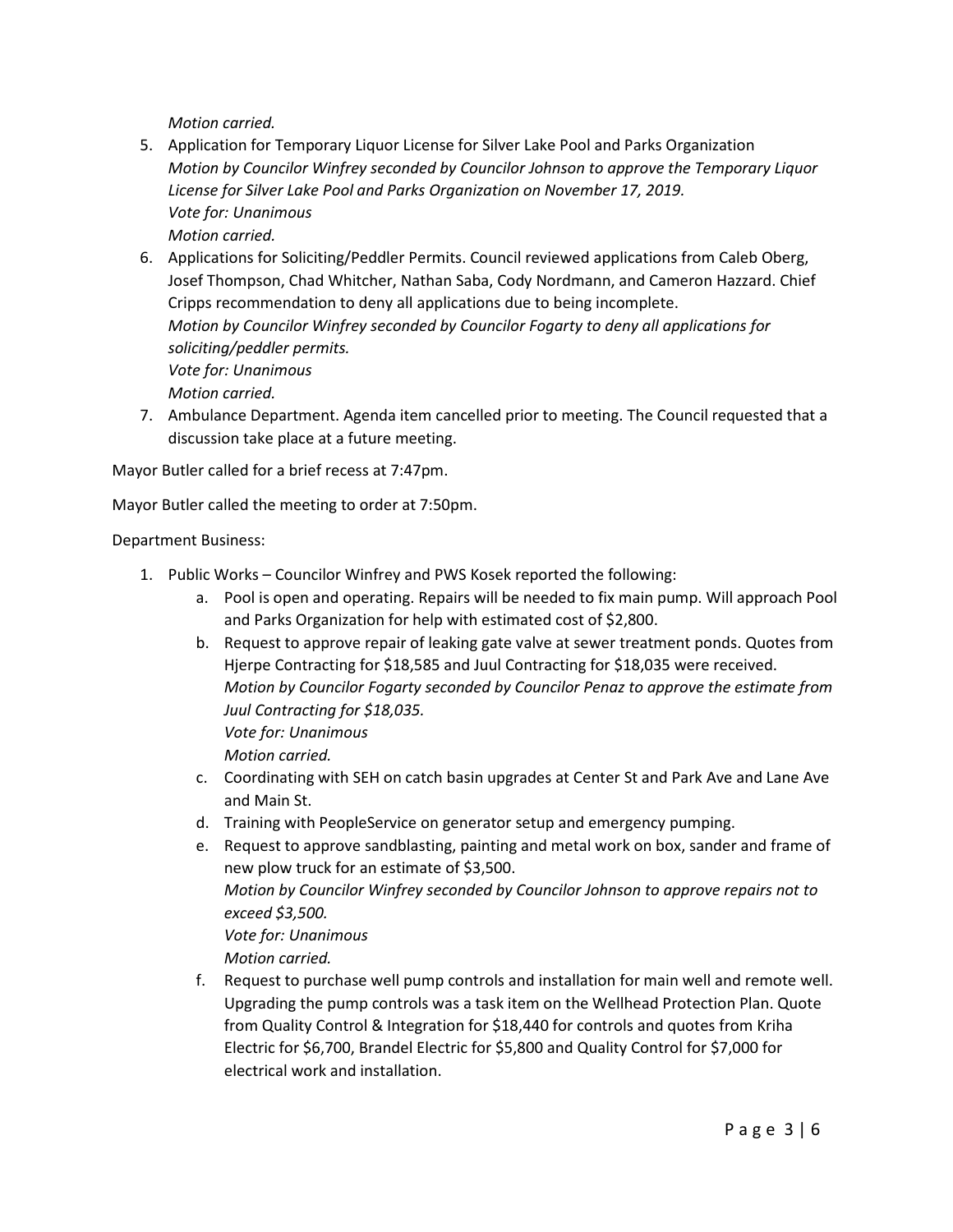*Motion carried.*

5. Application for Temporary Liquor License for Silver Lake Pool and Parks Organization
   *Motion by Councilor Winfrey seconded by Councilor Johnson to approve the Temporary Liquor License for Silver Lake Pool and Parks Organization on November 17, 2019.*
   *Vote for: Unanimous*
   *Motion carried.*
6. Applications for Soliciting/Peddler Permits. Council reviewed applications from Caleb Oberg, Josef Thompson, Chad Whitcher, Nathan Saba, Cody Nordmann, and Cameron Hazzard. Chief Cripps recommendation to deny all applications due to being incomplete.
   *Motion by Councilor Winfrey seconded by Councilor Fogarty to deny all applications for soliciting/peddler permits.*
   *Vote for: Unanimous*
   *Motion carried.*
7. Ambulance Department. Agenda item cancelled prior to meeting. The Council requested that a discussion take place at a future meeting.

Mayor Butler called for a brief recess at 7:47pm.

Mayor Butler called the meeting to order at 7:50pm.

Department Business:

1. Public Works – Councilor Winfrey and PWS Kosek reported the following:
   a. Pool is open and operating. Repairs will be needed to fix main pump. Will approach Pool and Parks Organization for help with estimated cost of $2,800.
   b. Request to approve repair of leaking gate valve at sewer treatment ponds. Quotes from Hjerpe Contracting for $18,585 and Juul Contracting for $18,035 were received.
      *Motion by Councilor Fogarty seconded by Councilor Penaz to approve the estimate from Juul Contracting for $18,035.*
      *Vote for: Unanimous*
      *Motion carried.*
   c. Coordinating with SEH on catch basin upgrades at Center St and Park Ave and Lane Ave and Main St.
   d. Training with PeopleService on generator setup and emergency pumping.
   e. Request to approve sandblasting, painting and metal work on box, sander and frame of new plow truck for an estimate of $3,500.
      *Motion by Councilor Winfrey seconded by Councilor Johnson to approve repairs not to exceed $3,500.*
      *Vote for: Unanimous*
      *Motion carried.*
   f. Request to purchase well pump controls and installation for main well and remote well. Upgrading the pump controls was a task item on the Wellhead Protection Plan. Quote from Quality Control & Integration for $18,440 for controls and quotes from Kriha Electric for $6,700, Brandel Electric for $5,800 and Quality Control for $7,000 for electrical work and installation.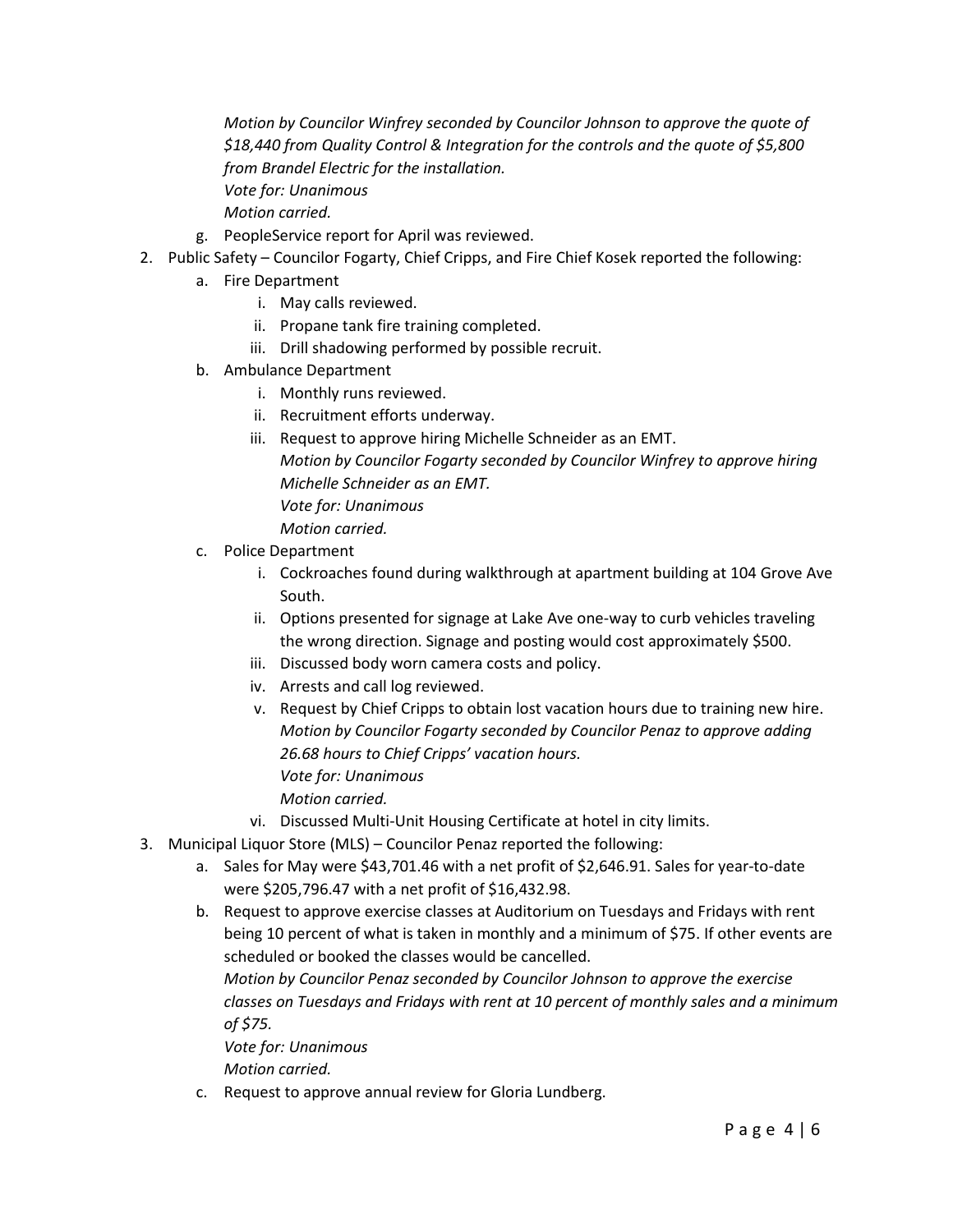*Motion by Councilor Winfrey seconded by Councilor Johnson to approve the quote of $18,440 from Quality Control & Integration for the controls and the quote of $5,800 from Brandel Electric for the installation.*
*Vote for: Unanimous*
*Motion carried.*

g. PeopleService report for April was reviewed.

2. Public Safety – Councilor Fogarty, Chief Cripps, and Fire Chief Kosek reported the following:
   a. Fire Department
      i. May calls reviewed.
      ii. Propane tank fire training completed.
      iii. Drill shadowing performed by possible recruit.
   b. Ambulance Department
      i. Monthly runs reviewed.
      ii. Recruitment efforts underway.
      iii. Request to approve hiring Michelle Schneider as an EMT.
      *Motion by Councilor Fogarty seconded by Councilor Winfrey to approve hiring Michelle Schneider as an EMT.*
      *Vote for: Unanimous*
      *Motion carried.*
   c. Police Department
      i. Cockroaches found during walkthrough at apartment building at 104 Grove Ave South.
      ii. Options presented for signage at Lake Ave one-way to curb vehicles traveling the wrong direction. Signage and posting would cost approximately $500.
      iii. Discussed body worn camera costs and policy.
      iv. Arrests and call log reviewed.
      v. Request by Chief Cripps to obtain lost vacation hours due to training new hire.
      *Motion by Councilor Fogarty seconded by Councilor Penaz to approve adding 26.68 hours to Chief Cripps' vacation hours.*
      *Vote for: Unanimous*
      *Motion carried.*
      vi. Discussed Multi-Unit Housing Certificate at hotel in city limits.

3. Municipal Liquor Store (MLS) – Councilor Penaz reported the following:
   a. Sales for May were $43,701.46 with a net profit of $2,646.91. Sales for year-to-date were $205,796.47 with a net profit of $16,432.98.
   b. Request to approve exercise classes at Auditorium on Tuesdays and Fridays with rent being 10 percent of what is taken in monthly and a minimum of $75. If other events are scheduled or booked the classes would be cancelled.
   *Motion by Councilor Penaz seconded by Councilor Johnson to approve the exercise classes on Tuesdays and Fridays with rent at 10 percent of monthly sales and a minimum of $75.*
   *Vote for: Unanimous*
   *Motion carried.*
   c. Request to approve annual review for Gloria Lundberg.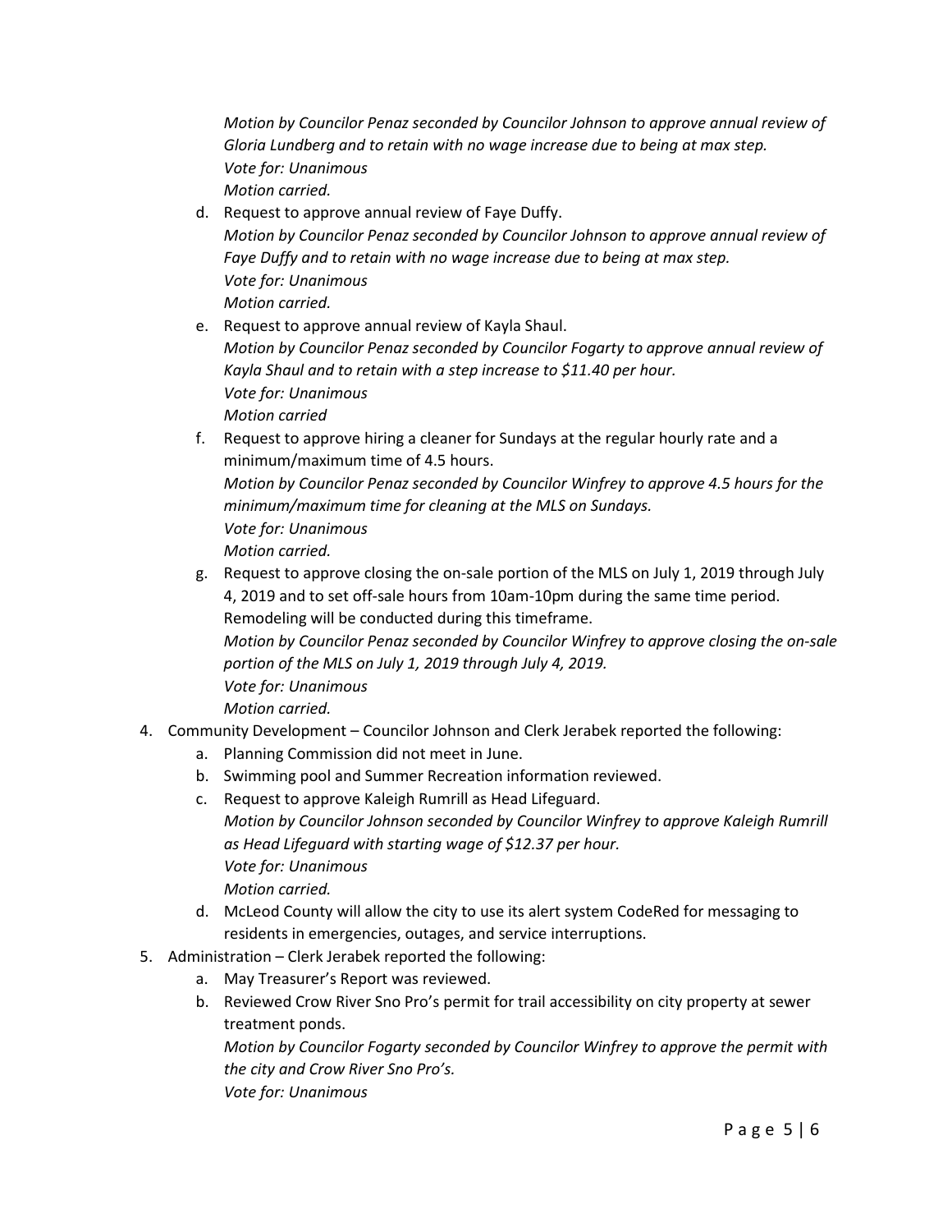*Motion by Councilor Penaz seconded by Councilor Johnson to approve annual review of Gloria Lundberg and to retain with no wage increase due to being at max step.*
*Vote for: Unanimous*
*Motion carried.*

   d. Request to approve annual review of Faye Duffy.
   *Motion by Councilor Penaz seconded by Councilor Johnson to approve annual review of Faye Duffy and to retain with no wage increase due to being at max step.*
   *Vote for: Unanimous*
   *Motion carried.*
   e. Request to approve annual review of Kayla Shaul.
   *Motion by Councilor Penaz seconded by Councilor Fogarty to approve annual review of Kayla Shaul and to retain with a step increase to $11.40 per hour.*
   *Vote for: Unanimous*
   *Motion carried*
   f. Request to approve hiring a cleaner for Sundays at the regular hourly rate and a minimum/maximum time of 4.5 hours.
   *Motion by Councilor Penaz seconded by Councilor Winfrey to approve 4.5 hours for the minimum/maximum time for cleaning at the MLS on Sundays.*
   *Vote for: Unanimous*
   *Motion carried.*
   g. Request to approve closing the on-sale portion of the MLS on July 1, 2019 through July 4, 2019 and to set off-sale hours from 10am-10pm during the same time period. Remodeling will be conducted during this timeframe.
   *Motion by Councilor Penaz seconded by Councilor Winfrey to approve closing the on-sale portion of the MLS on July 1, 2019 through July 4, 2019.*
   *Vote for: Unanimous*
   *Motion carried.*

4. Community Development – Councilor Johnson and Clerk Jerabek reported the following:
   a. Planning Commission did not meet in June.
   b. Swimming pool and Summer Recreation information reviewed.
   c. Request to approve Kaleigh Rumrill as Head Lifeguard.
   *Motion by Councilor Johnson seconded by Councilor Winfrey to approve Kaleigh Rumrill as Head Lifeguard with starting wage of $12.37 per hour.*
   *Vote for: Unanimous*
   *Motion carried.*
   d. McLeod County will allow the city to use its alert system CodeRed for messaging to residents in emergencies, outages, and service interruptions.
5. Administration – Clerk Jerabek reported the following:
   a. May Treasurer's Report was reviewed.
   b. Reviewed Crow River Sno Pro's permit for trail accessibility on city property at sewer treatment ponds.
   *Motion by Councilor Fogarty seconded by Councilor Winfrey to approve the permit with the city and Crow River Sno Pro's.*
   *Vote for: Unanimous*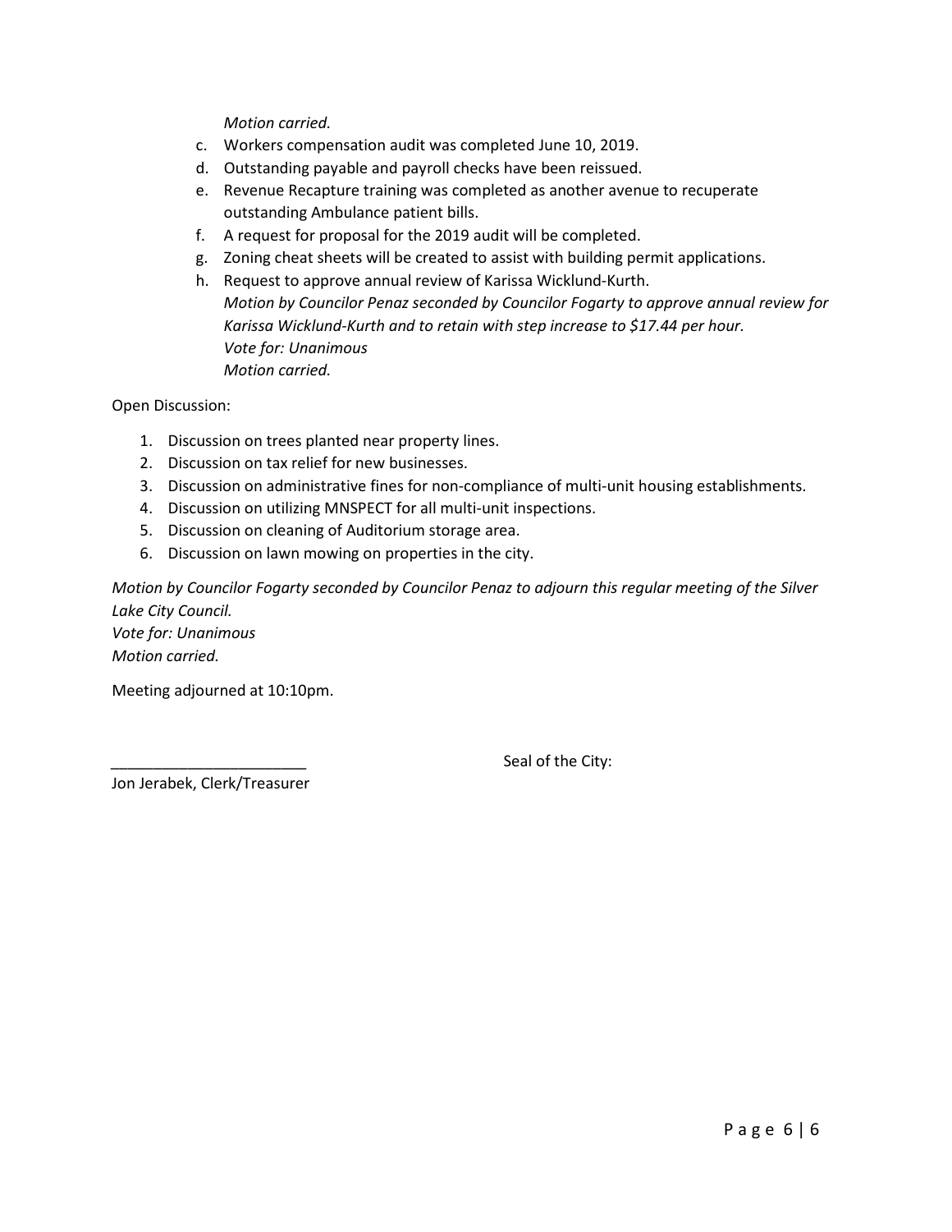*Motion carried.*

c. Workers compensation audit was completed June 10, 2019.
d. Outstanding payable and payroll checks have been reissued.
e. Revenue Recapture training was completed as another avenue to recuperate outstanding Ambulance patient bills.
f. A request for proposal for the 2019 audit will be completed.
g. Zoning cheat sheets will be created to assist with building permit applications.
h. Request to approve annual review of Karissa Wicklund-Kurth.
   *Motion by Councilor Penaz seconded by Councilor Fogarty to approve annual review for Karissa Wicklund-Kurth and to retain with step increase to $17.44 per hour.*
   *Vote for: Unanimous*
   *Motion carried.*

Open Discussion:

1. Discussion on trees planted near property lines.
2. Discussion on tax relief for new businesses.
3. Discussion on administrative fines for non-compliance of multi-unit housing establishments.
4. Discussion on utilizing MNSPECT for all multi-unit inspections.
5. Discussion on cleaning of Auditorium storage area.
6. Discussion on lawn mowing on properties in the city.

*Motion by Councilor Fogarty seconded by Councilor Penaz to adjourn this regular meeting of the Silver Lake City Council.*
*Vote for: Unanimous*
*Motion carried.*

Meeting adjourned at 10:10pm.

_______________________ Seal of the City:

Jon Jerabek, Clerk/Treasurer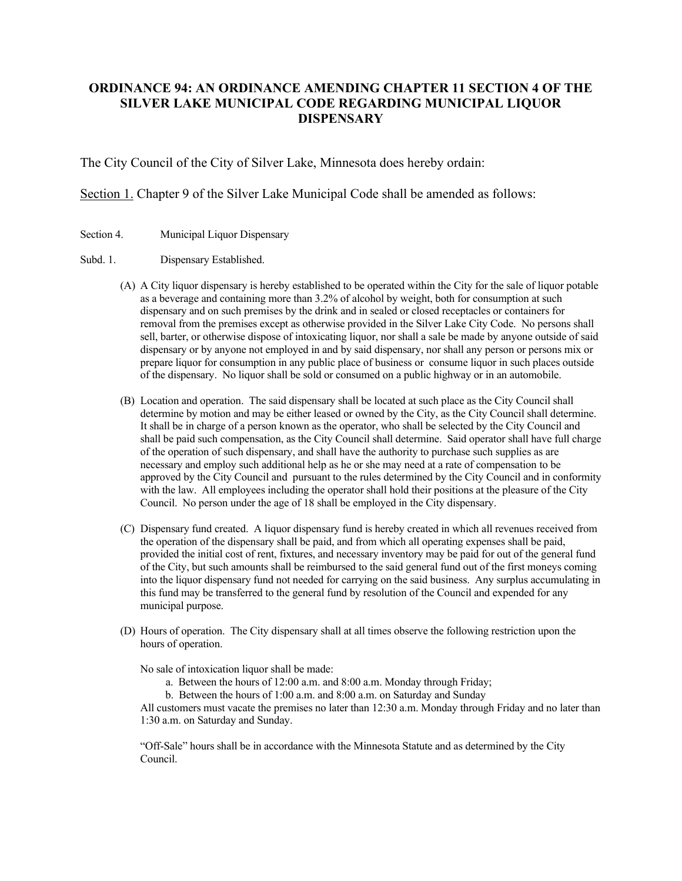# ORDINANCE 94: AN ORDINANCE AMENDING CHAPTER 11 SECTION 4 OF THE SILVER LAKE MUNICIPAL CODE REGARDING MUNICIPAL LIQUOR DISPENSARY

The City Council of the City of Silver Lake, Minnesota does hereby ordain:

Section 1. Chapter 9 of the Silver Lake Municipal Code shall be amended as follows:

Section 4. Municipal Liquor Dispensary

Subd. 1. Dispensary Established.

(A) A City liquor dispensary is hereby established to be operated within the City for the sale of liquor potable as a beverage and containing more than 3.2% of alcohol by weight, both for consumption at such dispensary and on such premises by the drink and in sealed or closed receptacles or containers for removal from the premises except as otherwise provided in the Silver Lake City Code. No persons shall sell, barter, or otherwise dispose of intoxicating liquor, nor shall a sale be made by anyone outside of said dispensary or by anyone not employed in and by said dispensary, nor shall any person or persons mix or prepare liquor for consumption in any public place of business or consume liquor in such places outside of the dispensary. No liquor shall be sold or consumed on a public highway or in an automobile.

(B) Location and operation. The said dispensary shall be located at such place as the City Council shall determine by motion and may be either leased or owned by the City, as the City Council shall determine. It shall be in charge of a person known as the operator, who shall be selected by the City Council and shall be paid such compensation, as the City Council shall determine. Said operator shall have full charge of the operation of such dispensary, and shall have the authority to purchase such supplies as are necessary and employ such additional help as he or she may need at a rate of compensation to be approved by the City Council and pursuant to the rules determined by the City Council and in conformity with the law. All employees including the operator shall hold their positions at the pleasure of the City Council. No person under the age of 18 shall be employed in the City dispensary.

(C) Dispensary fund created. A liquor dispensary fund is hereby created in which all revenues received from the operation of the dispensary shall be paid, and from which all operating expenses shall be paid, provided the initial cost of rent, fixtures, and necessary inventory may be paid for out of the general fund of the City, but such amounts shall be reimbursed to the said general fund out of the first moneys coming into the liquor dispensary fund not needed for carrying on the said business. Any surplus accumulating in this fund may be transferred to the general fund by resolution of the Council and expended for any municipal purpose.

(D) Hours of operation. The City dispensary shall at all times observe the following restriction upon the hours of operation.

No sale of intoxication liquor shall be made:

a. Between the hours of 12:00 a.m. and 8:00 a.m. Monday through Friday;
b. Between the hours of 1:00 a.m. and 8:00 a.m. on Saturday and Sunday

All customers must vacate the premises no later than 12:30 a.m. Monday through Friday and no later than 1:30 a.m. on Saturday and Sunday.

"Off-Sale" hours shall be in accordance with the Minnesota Statute and as determined by the City Council.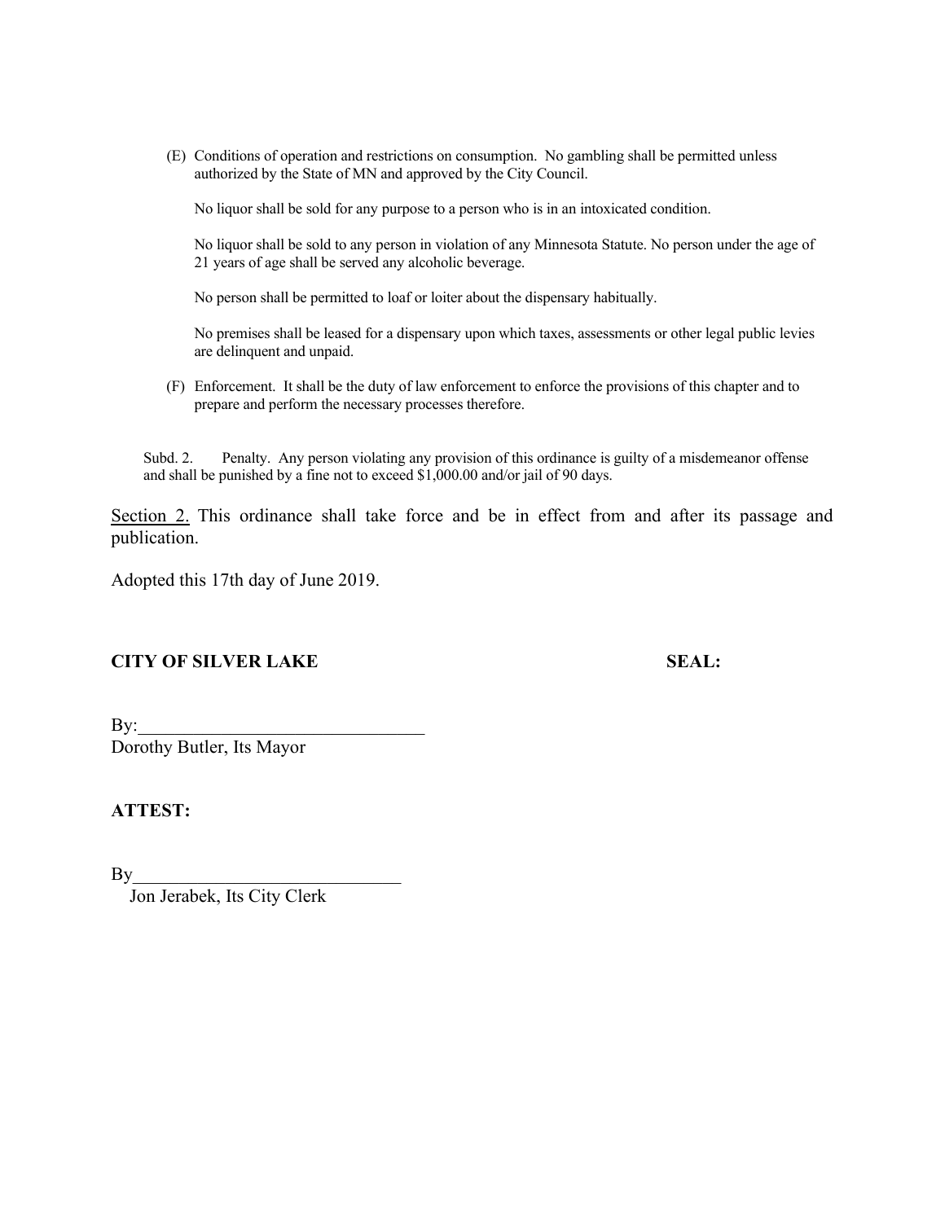(E) Conditions of operation and restrictions on consumption. No gambling shall be permitted unless authorized by the State of MN and approved by the City Council.

No liquor shall be sold for any purpose to a person who is in an intoxicated condition.

No liquor shall be sold to any person in violation of any Minnesota Statute. No person under the age of 21 years of age shall be served any alcoholic beverage.

No person shall be permitted to loaf or loiter about the dispensary habitually.

No premises shall be leased for a dispensary upon which taxes, assessments or other legal public levies are delinquent and unpaid.

(F) Enforcement. It shall be the duty of law enforcement to enforce the provisions of this chapter and to prepare and perform the necessary processes therefore.

Subd. 2. Penalty. Any person violating any provision of this ordinance is guilty of a misdemeanor offense and shall be punished by a fine not to exceed $1,000.00 and/or jail of 90 days.

<u>Section 2.</u> This ordinance shall take force and be in effect from and after its passage and publication.

Adopted this 17th day of June 2019.

**CITY OF SILVER LAKE** **SEAL:**

By:_______________________________
Dorothy Butler, Its Mayor

**ATTEST:**

By_____________________________
Jon Jerabek, Its City Clerk